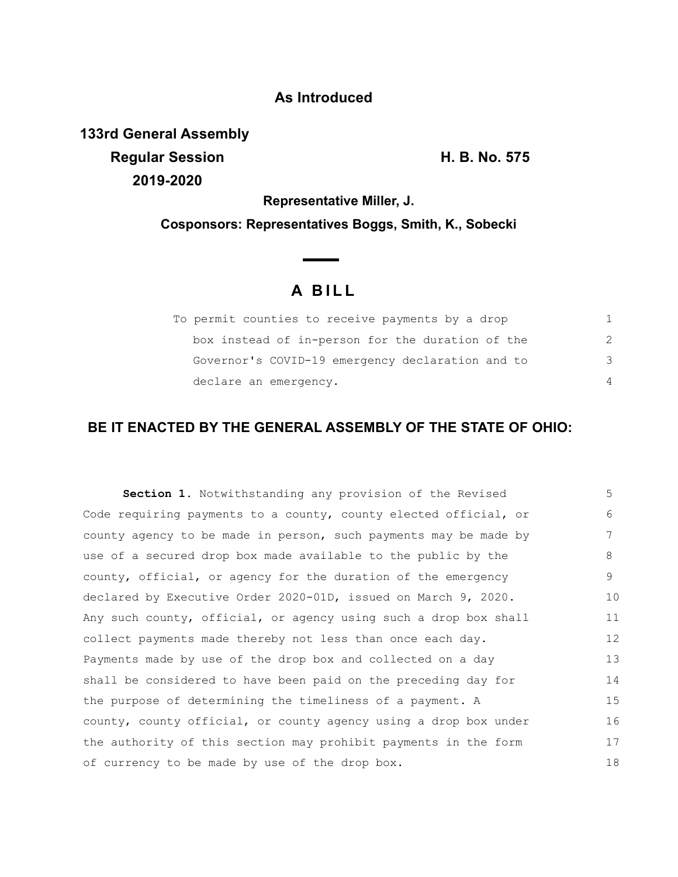# As Introduced

**133rd General Assembly**
**Regular Session** **H. B. No. 575**
**2019-2020**

**Representative Miller, J.**

**Cosponsors: Representatives Boggs, Smith, K., Sobecki**

## A BILL

To permit counties to receive payments by a drop box instead of in-person for the duration of the Governor's COVID-19 emergency declaration and to declare an emergency.

**BE IT ENACTED BY THE GENERAL ASSEMBLY OF THE STATE OF OHIO:**

**Section 1.** Notwithstanding any provision of the Revised Code requiring payments to a county, county elected official, or county agency to be made in person, such payments may be made by use of a secured drop box made available to the public by the county, official, or agency for the duration of the emergency declared by Executive Order 2020-01D, issued on March 9, 2020. Any such county, official, or agency using such a drop box shall collect payments made thereby not less than once each day. Payments made by use of the drop box and collected on a day shall be considered to have been paid on the preceding day for the purpose of determining the timeliness of a payment. A county, county official, or county agency using a drop box under the authority of this section may prohibit payments in the form of currency to be made by use of the drop box.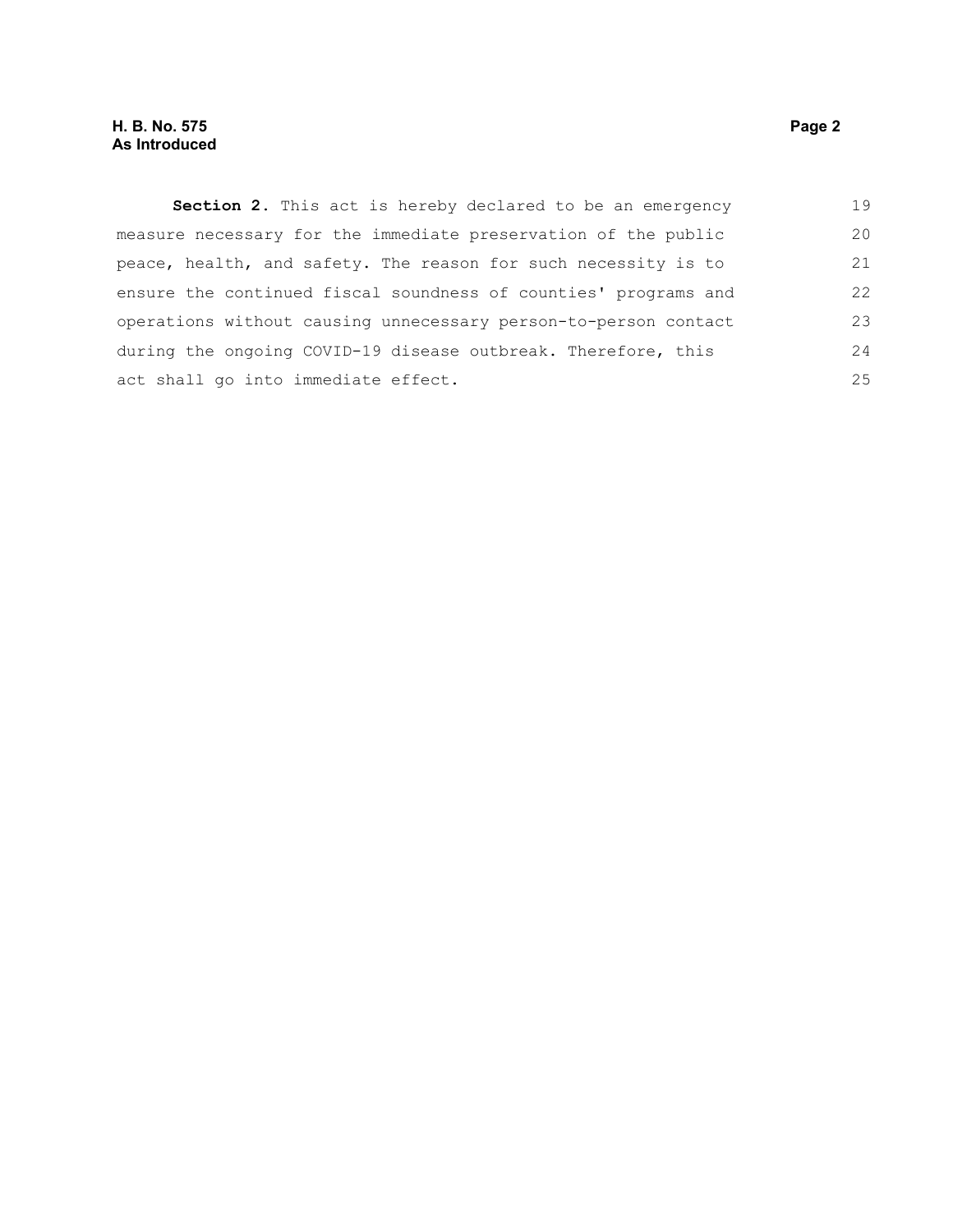**Section 2.** This act is hereby declared to be an emergency measure necessary for the immediate preservation of the public peace, health, and safety. The reason for such necessity is to ensure the continued fiscal soundness of counties' programs and operations without causing unnecessary person-to-person contact during the ongoing COVID-19 disease outbreak. Therefore, this act shall go into immediate effect.